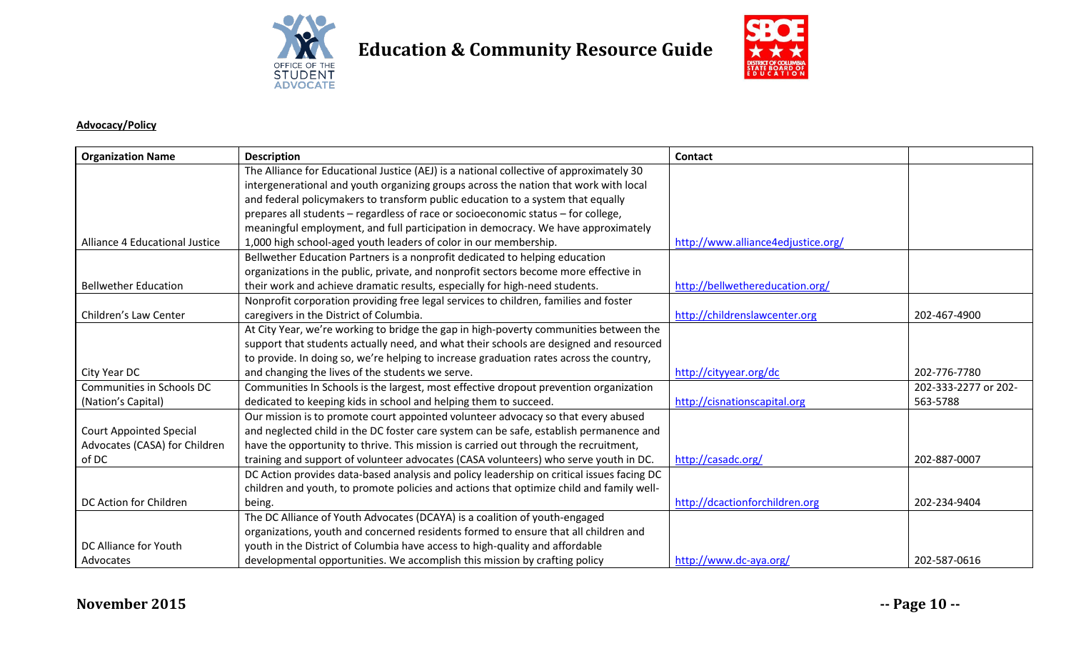# Education & Community Resource Guide

**Advocacy/Policy**

| Organization Name | Description | Contact | |
|---|---|---|---|
| Alliance 4 Educational Justice | The Alliance for Educational Justice (AEJ) is a national collective of approximately 30 intergenerational and youth organizing groups across the nation that work with local and federal policymakers to transform public education to a system that equally prepares all students – regardless of race or socioeconomic status – for college, meaningful employment, and full participation in democracy. We have approximately 1,000 high school-aged youth leaders of color in our membership. | http://www.alliance4edjustice.org/ | |
| Bellwether Education | Bellwether Education Partners is a nonprofit dedicated to helping education organizations in the public, private, and nonprofit sectors become more effective in their work and achieve dramatic results, especially for high-need students. | http://bellwethereducation.org/ | |
| Children's Law Center | Nonprofit corporation providing free legal services to children, families and foster caregivers in the District of Columbia. | http://childrenslawcenter.org | 202-467-4900 |
| City Year DC | At City Year, we're working to bridge the gap in high-poverty communities between the support that students actually need, and what their schools are designed and resourced to provide. In doing so, we're helping to increase graduation rates across the country, and changing the lives of the students we serve. | http://cityyear.org/dc | 202-776-7780 |
| Communities in Schools DC (Nation's Capital) | Communities In Schools is the largest, most effective dropout prevention organization dedicated to keeping kids in school and helping them to succeed. | http://cisnationscapital.org | 202-333-2277 or 202-563-5788 |
| Court Appointed Special Advocates (CASA) for Children of DC | Our mission is to promote court appointed volunteer advocacy so that every abused and neglected child in the DC foster care system can be safe, establish permanence and have the opportunity to thrive. This mission is carried out through the recruitment, training and support of volunteer advocates (CASA volunteers) who serve youth in DC. | http://casadc.org/ | 202-887-0007 |
| DC Action for Children | DC Action provides data-based analysis and policy leadership on critical issues facing DC children and youth, to promote policies and actions that optimize child and family well-being. | http://dcactionforchildren.org | 202-234-9404 |
| DC Alliance for Youth Advocates | The DC Alliance of Youth Advocates (DCAYA) is a coalition of youth-engaged organizations, youth and concerned residents formed to ensure that all children and youth in the District of Columbia have access to high-quality and affordable developmental opportunities. We accomplish this mission by crafting policy | http://www.dc-aya.org/ | 202-587-0616 |

**November 2015**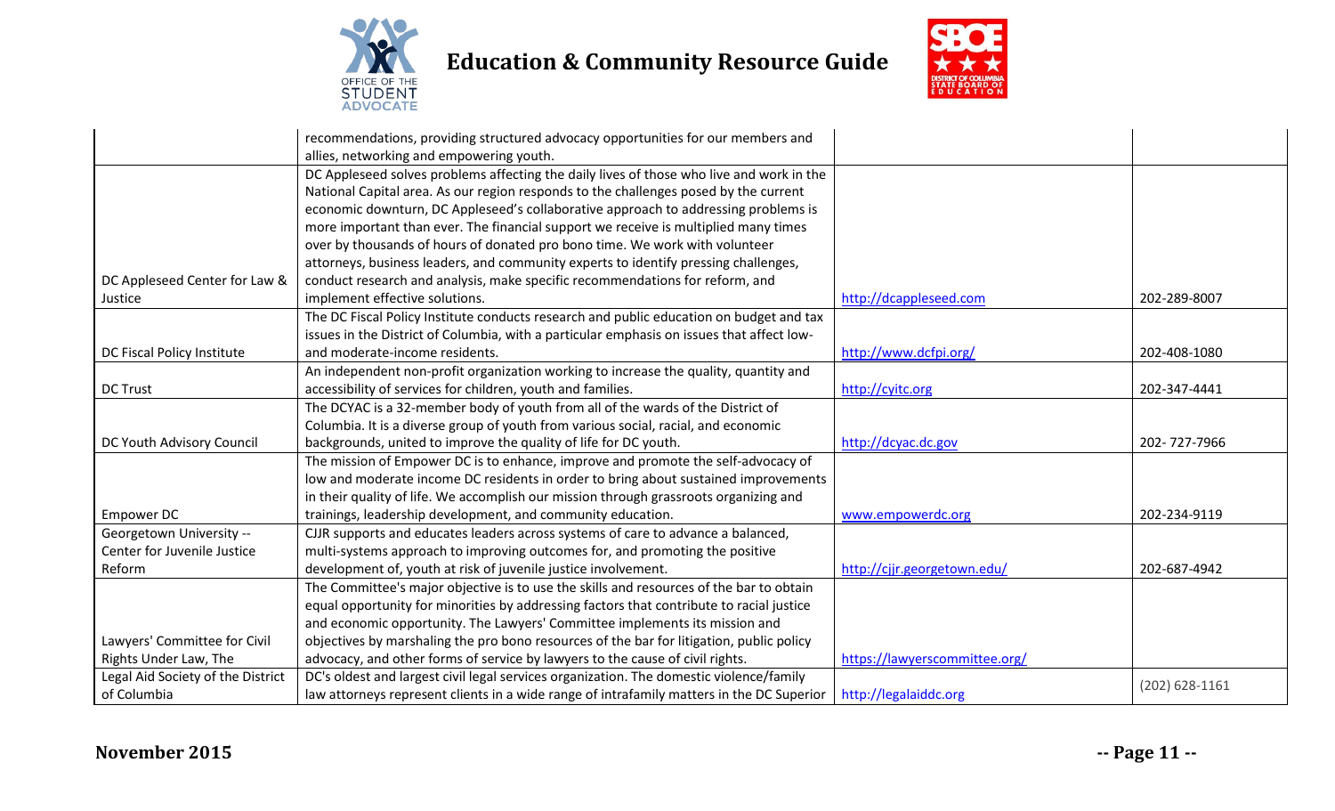|  |  |  |  |
|---|---|---|---|
|  | recommendations, providing structured advocacy opportunities for our members and allies, networking and empowering youth. |  |  |
| DC Appleseed Center for Law & Justice | DC Appleseed solves problems affecting the daily lives of those who live and work in the National Capital area. As our region responds to the challenges posed by the current economic downturn, DC Appleseed's collaborative approach to addressing problems is more important than ever. The financial support we receive is multiplied many times over by thousands of hours of donated pro bono time. We work with volunteer attorneys, business leaders, and community experts to identify pressing challenges, conduct research and analysis, make specific recommendations for reform, and implement effective solutions. | http://dcappleseed.com | 202-289-8007 |
| DC Fiscal Policy Institute | The DC Fiscal Policy Institute conducts research and public education on budget and tax issues in the District of Columbia, with a particular emphasis on issues that affect low- and moderate-income residents. | http://www.dcfpi.org/ | 202-408-1080 |
| DC Trust | An independent non-profit organization working to increase the quality, quantity and accessibility of services for children, youth and families. | http://cyitc.org | 202-347-4441 |
| DC Youth Advisory Council | The DCYAC is a 32-member body of youth from all of the wards of the District of Columbia. It is a diverse group of youth from various social, racial, and economic backgrounds, united to improve the quality of life for DC youth. | http://dcyac.dc.gov | 202- 727-7966 |
| Empower DC | The mission of Empower DC is to enhance, improve and promote the self-advocacy of low and moderate income DC residents in order to bring about sustained improvements in their quality of life. We accomplish our mission through grassroots organizing and trainings, leadership development, and community education. | www.empowerdc.org | 202-234-9119 |
| Georgetown University -- Center for Juvenile Justice Reform | CJJR supports and educates leaders across systems of care to advance a balanced, multi-systems approach to improving outcomes for, and promoting the positive development of, youth at risk of juvenile justice involvement. | http://cjjr.georgetown.edu/ | 202-687-4942 |
| Lawyers' Committee for Civil Rights Under Law, The | The Committee's major objective is to use the skills and resources of the bar to obtain equal opportunity for minorities by addressing factors that contribute to racial justice and economic opportunity. The Lawyers' Committee implements its mission and objectives by marshaling the pro bono resources of the bar for litigation, public policy advocacy, and other forms of service by lawyers to the cause of civil rights. | https://lawyerscommittee.org/ |  |
| Legal Aid Society of the District of Columbia | DC's oldest and largest civil legal services organization. The domestic violence/family law attorneys represent clients in a wide range of intrafamily matters in the DC Superior | http://legalaiddc.org | (202) 628-1161 |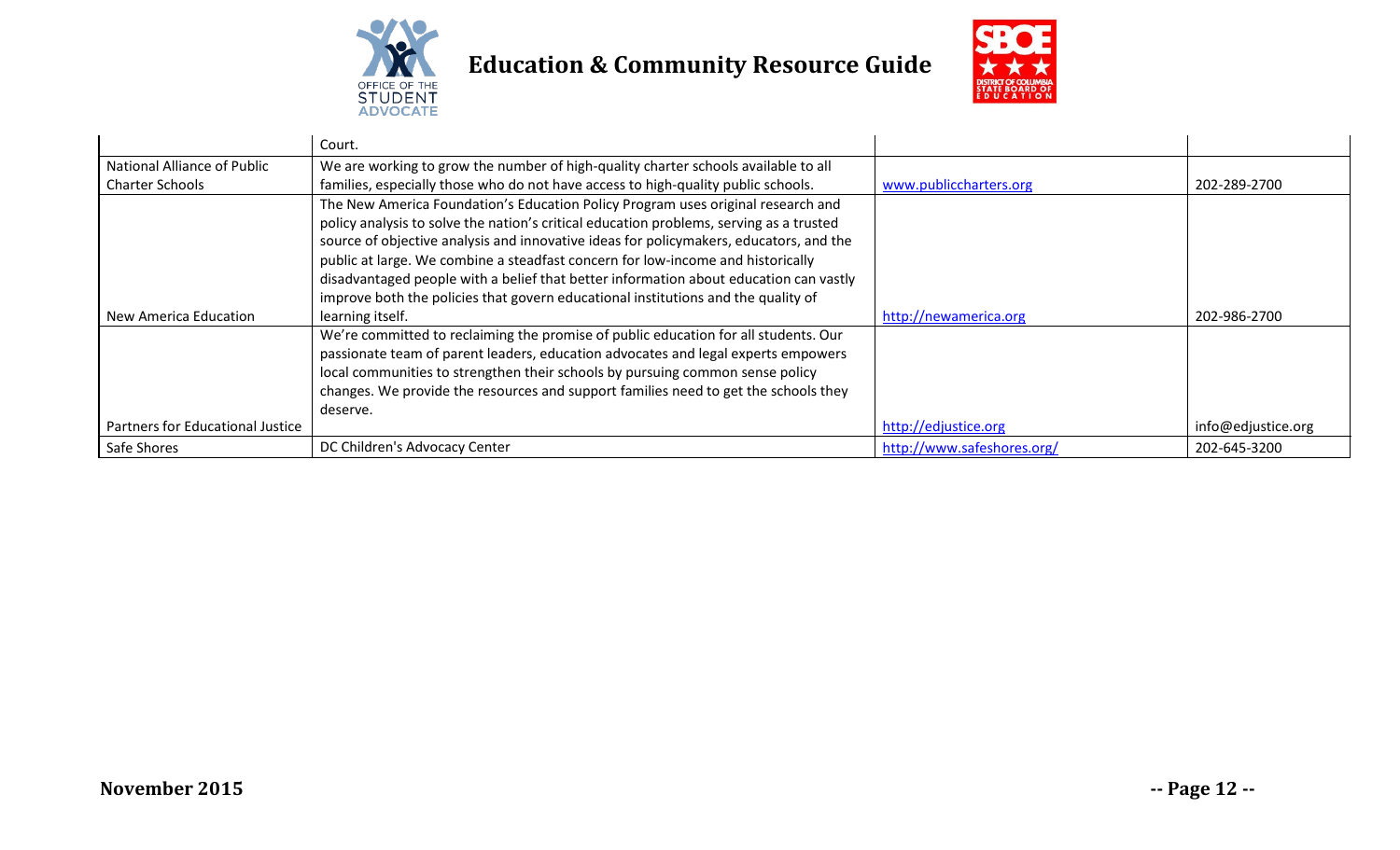| | | | |
|---|---|---|---|
| | Court. | | |
| National Alliance of Public Charter Schools | We are working to grow the number of high-quality charter schools available to all families, especially those who do not have access to high-quality public schools. | www.publiccharters.org | 202-289-2700 |
| New America Education | The New America Foundation's Education Policy Program uses original research and policy analysis to solve the nation's critical education problems, serving as a trusted source of objective analysis and innovative ideas for policymakers, educators, and the public at large. We combine a steadfast concern for low-income and historically disadvantaged people with a belief that better information about education can vastly improve both the policies that govern educational institutions and the quality of learning itself. | http://newamerica.org | 202-986-2700 |
| Partners for Educational Justice | We're committed to reclaiming the promise of public education for all students. Our passionate team of parent leaders, education advocates and legal experts empowers local communities to strengthen their schools by pursuing common sense policy changes. We provide the resources and support families need to get the schools they deserve. | http://edjustice.org | info@edjustice.org |
| Safe Shores | DC Children's Advocacy Center | http://www.safeshores.org/ | 202-645-3200 |